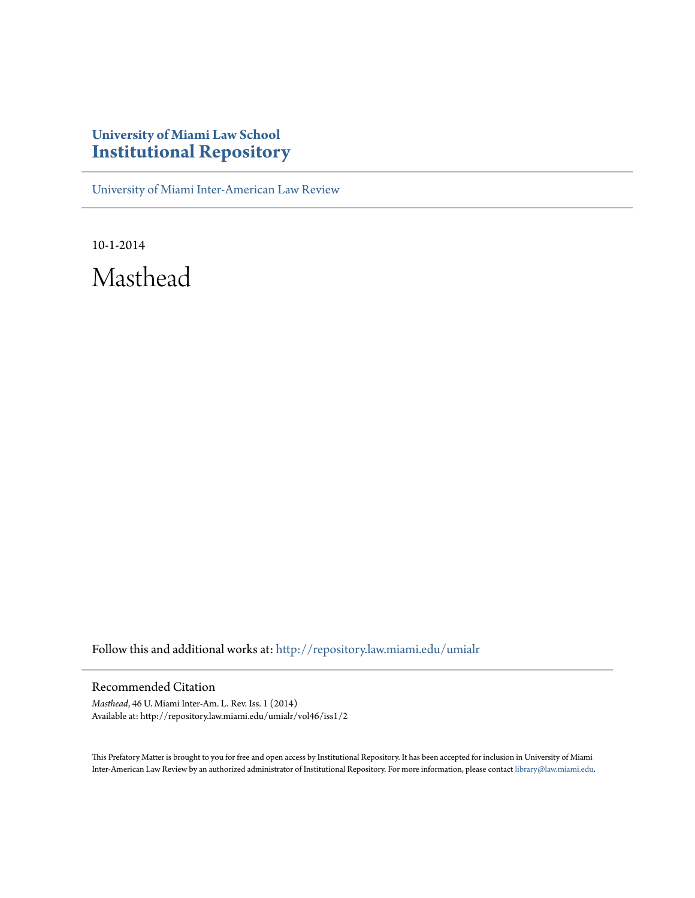**University of Miami Law School**
# Institutional Repository

---

University of Miami Inter-American Law Review

---

10-1-2014

## Masthead

Follow this and additional works at: http://repository.law.miami.edu/umialr

---

### Recommended Citation

*Masthead*, 46 U. Miami Inter-Am. L. Rev. Iss. 1 (2014)
Available at: http://repository.law.miami.edu/umialr/vol46/iss1/2

This Prefatory Matter is brought to you for free and open access by Institutional Repository. It has been accepted for inclusion in University of Miami Inter-American Law Review by an authorized administrator of Institutional Repository. For more information, please contact library@law.miami.edu.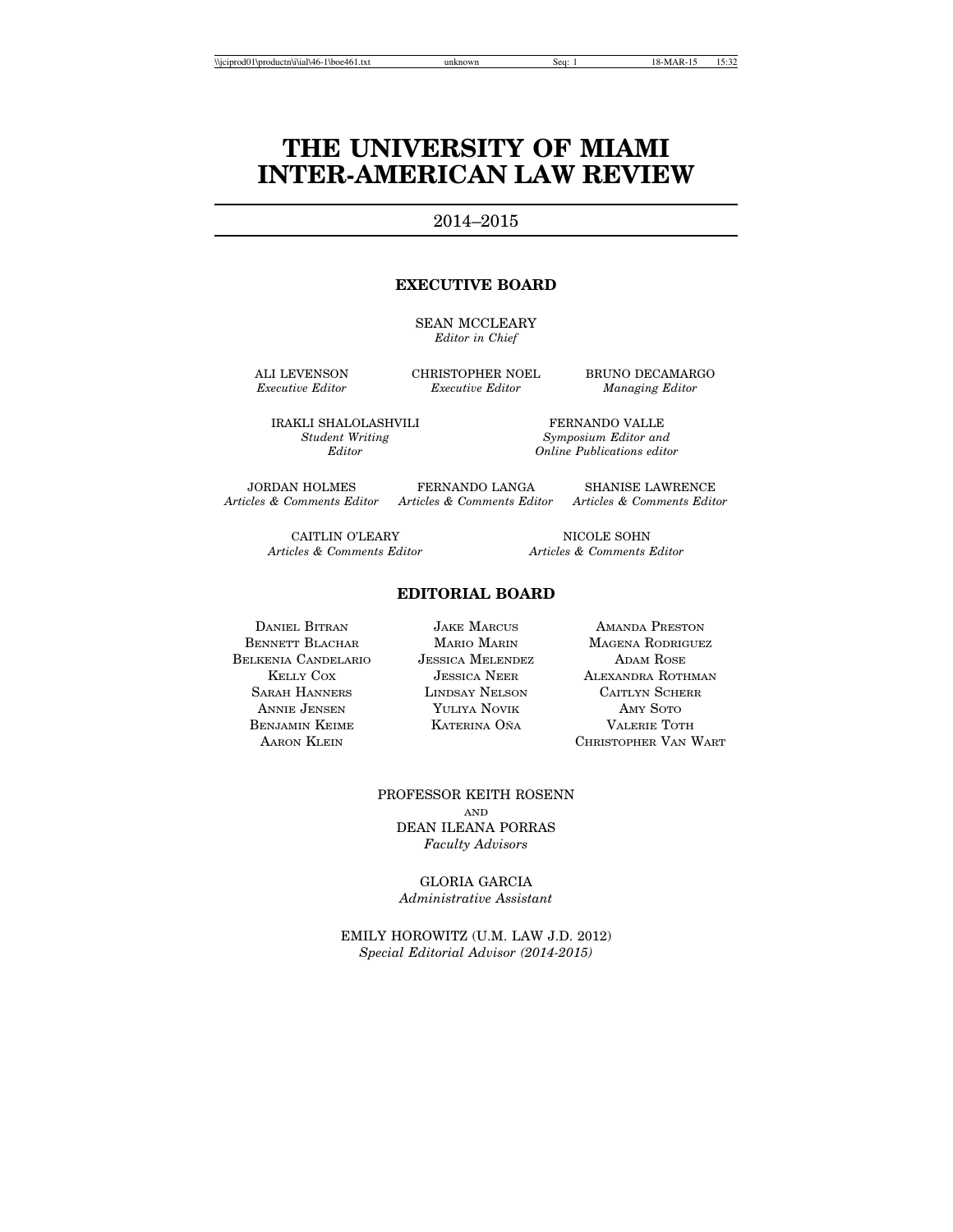# THE UNIVERSITY OF MIAMI INTER-AMERICAN LAW REVIEW

2014–2015

## EXECUTIVE BOARD

SEAN MCCLEARY
*Editor in Chief*

ALI LEVENSON
*Executive Editor*

CHRISTOPHER NOEL
*Executive Editor*

BRUNO DECAMARGO
*Managing Editor*

IRAKLI SHALOLASHVILI
*Student Writing Editor*

FERNANDO VALLE
*Symposium Editor and Online Publications editor*

JORDAN HOLMES
*Articles & Comments Editor*

FERNANDO LANGA
*Articles & Comments Editor*

SHANISE LAWRENCE
*Articles & Comments Editor*

CAITLIN O'LEARY
*Articles & Comments Editor*

NICOLE SOHN
*Articles & Comments Editor*

## EDITORIAL BOARD

Daniel Bitran
Bennett Blachar
Belkenia Candelario
Kelly Cox
Sarah Hanners
Annie Jensen
Benjamin Keime
Aaron Klein
Jake Marcus
Mario Marin
Jessica Melendez
Jessica Neer
Lindsay Nelson
Yuliya Novik
Katerina Oña
Amanda Preston
Magena Rodriguez
Adam Rose
Alexandra Rothman
Caitlyn Scherr
Amy Soto
Valerie Toth
Christopher Van Wart

PROFESSOR KEITH ROSENN
and
DEAN ILEANA PORRAS
*Faculty Advisors*

GLORIA GARCIA
*Administrative Assistant*

EMILY HOROWITZ (U.M. LAW J.D. 2012)
*Special Editorial Advisor (2014-2015)*